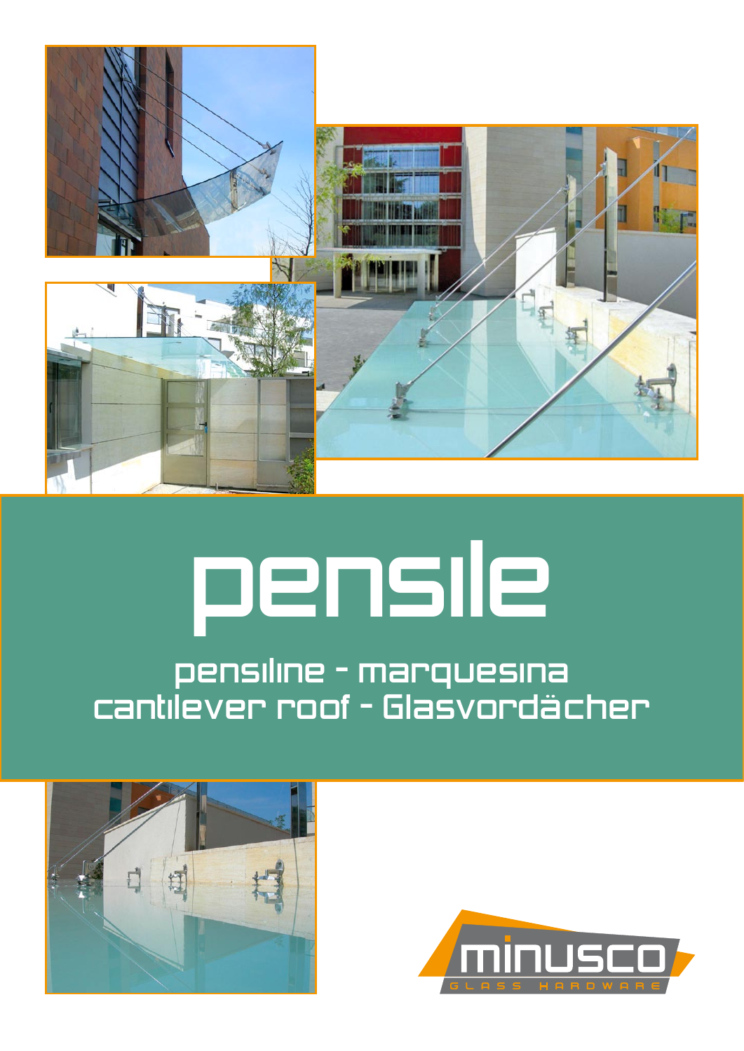# pensile

pensiline - marquesina
cantilever roof - Glasvordächer

minusco
GLASS HARDWARE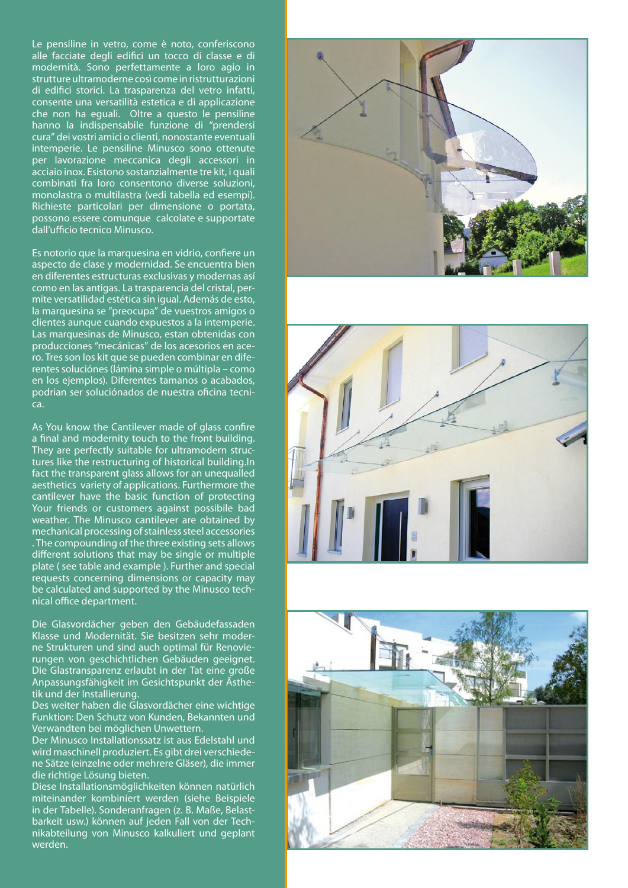Le pensiline in vetro, come è noto, conferiscono alle facciate degli edifici un tocco di classe e di modernità. Sono perfettamente a loro agio in strutture ultramoderne così come in ristrutturazioni di edifici storici. La trasparenza del vetro infatti, consente una versatilità estetica e di applicazione che non ha eguali. Oltre a questo le pensiline hanno la indispensabile funzione di "prendersi cura" dei vostri amici o clienti, nonostante eventuali intemperie. Le pensiline Minusco sono ottenute per lavorazione meccanica degli accessori in acciaio inox. Esistono sostanzialmente tre kit, i quali combinati fra loro consentono diverse soluzioni, monolastra o multilastra (vedi tabella ed esempi). Richieste particolari per dimensione o portata, possono essere comunque calcolate e supportate dall'ufficio tecnico Minusco.

Es notorio que la marquesina en vidrio, confiere un aspecto de clase y modernidad. Se encuentra bien en diferentes estructuras exclusivas y modernas así como en las antigas. La trasparencia del cristal, permite versatilidad estética sin igual. Además de esto, la marquesina se "preocupa" de vuestros amigos o clientes aunque cuando expuestos a la intemperie. Las marquesinas de Minusco, estan obtenidas con producciones "mecánicas" de los acesorios en acero. Tres son los kit que se pueden combinar en diferentes soluciónes (lámina simple o múltipla – como en los ejemplos). Diferentes tamanos o acabados, podrian ser soluciónados de nuestra oficina tecnica.

As You know the Cantilever made of glass confire a final and modernity touch to the front building. They are perfectly suitable for ultramodern structures like the restructuring of historical building.In fact the transparent glass allows for an unequalled aesthetics variety of applications. Furthermore the cantilever have the basic function of protecting Your friends or customers against possibile bad weather. The Minusco cantilever are obtained by mechanical processing of stainless steel accessories . The compounding of the three existing sets allows different solutions that may be single or multiple plate ( see table and example ). Further and special requests concerning dimensions or capacity may be calculated and supported by the Minusco technical office department.

Die Glasvordächer geben den Gebäudefassaden Klasse und Modernität. Sie besitzen sehr moderne Strukturen und sind auch optimal für Renovierungen von geschichtlichen Gebäuden geeignet. Die Glastransparenz erlaubt in der Tat eine große Anpassungsfähigkeit im Gesichtspunkt der Ästhetik und der Installierung.
Des weiter haben die Glasvordächer eine wichtige Funktion: Den Schutz von Kunden, Bekannten und Verwandten bei möglichen Unwettern.
Der Minusco Installationssatz ist aus Edelstahl und wird maschinell produziert. Es gibt drei verschiedene Sätze (einzelne oder mehrere Gläser), die immer die richtige Lösung bieten.
Diese Installationsmöglichkeiten können natürlich miteinander kombiniert werden (siehe Beispiele in der Tabelle). Sonderanfragen (z. B. Maße, Belastbarkeit usw.) können auf jeden Fall von der Technikabteilung von Minusco kalkuliert und geplant werden.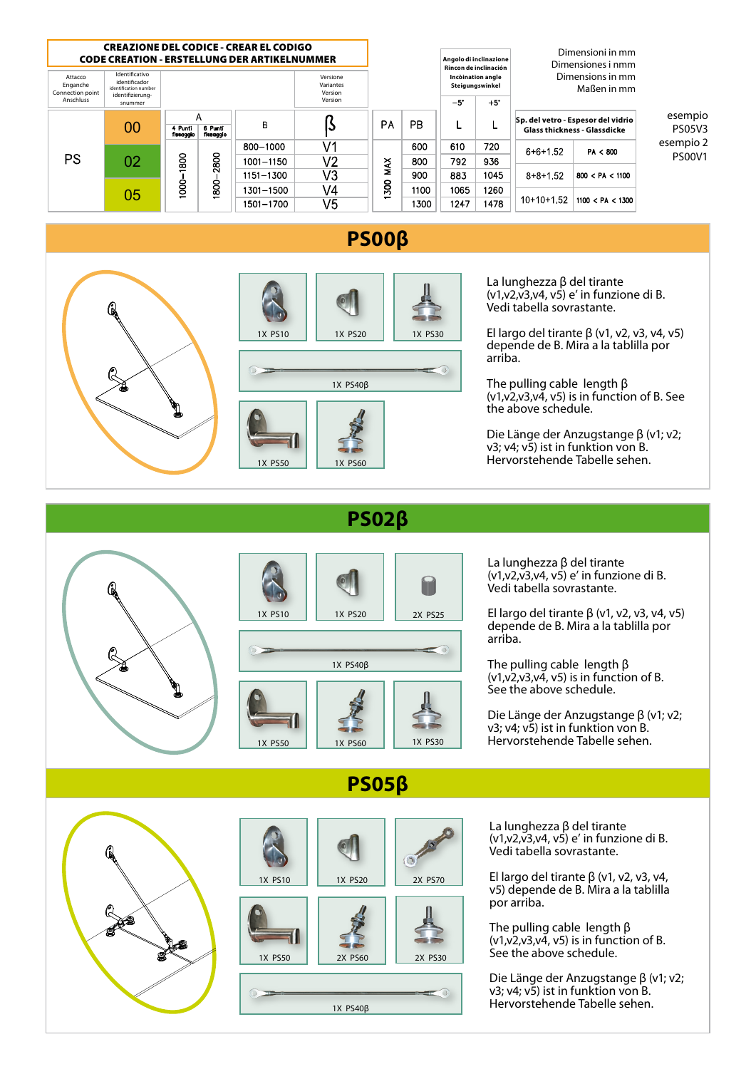## CREAZIONE DEL CODICE - CREAR EL CODIGO
## CODE CREATION - ERSTELLUNG DER ARTIKELNUMMER

| Attacco / Enganche / Connection point / Anschluss | Identificativo / identificador / identification number / identifizierung-snummer | A | | B | Versione / Variantes / Version / Version β | PA | PB |
|---|---|---|---|---|---|---|---|
| | | 4 Punti fissaggio | 6 Punti fissaggio | | | | |
| PS | 00 | 1000–1800 | 1800–2800 | 800–1000 | V1 | 1300 MAX | 600 |
| | 02 | | | 1001–1150 | V2 | | 800 |
| | 05 | | | 1151–1300 | V3 | | 900 |
| | | | | 1301–1500 | V4 | | 1100 |
| | | | | 1501–1700 | V5 | | 1300 |

| Angolo di inclinazione / Rincon de inclinación / Incòination angle / Steigungswinkel | |
|---|---|
| −5° | +5° |
| L | L |
| 610 | 720 |
| 792 | 936 |
| 883 | 1045 |
| 1065 | 1260 |
| 1247 | 1478 |

Dimensioni in mm
Dimensiones i nmm
Dimensions in mm
Maßen in mm

| Sp. del vetro - Espesor del vidrio / Glass thickness - Glassdicke | |
|---|---|
| 6+6+1.52 | PA < 800 |
| 8+8+1.52 | 800 < PA < 1100 |
| 10+10+1.52 | 1100 < PA < 1300 |

esempio
PS05V3
esempio 2
PS00V1

# PS00β

1X PS10 — 1X PS20 — 1X PS30 — 1X PS40β — 1X PS50 — 1X PS60

La lunghezza β del tirante (v1,v2,v3,v4, v5) e' in funzione di B. Vedi tabella sovrastante.

El largo del tirante β (v1, v2, v3, v4, v5) depende de B. Mira a la tablilla por arriba.

The pulling cable length β (v1,v2,v3,v4, v5) is in function of B. See the above schedule.

Die Länge der Anzugstange β (v1; v2; v3; v4; v5) ist in funktion von B. Hervorstehende Tabelle sehen.

# PS02β

1X PS10 — 1X PS20 — 2X PS25 — 1X PS40β — 1X PS50 — 1X PS60 — 1X PS30

La lunghezza β del tirante (v1,v2,v3,v4, v5) e' in funzione di B. Vedi tabella sovrastante.

El largo del tirante β (v1, v2, v3, v4, v5) depende de B. Mira a la tablilla por arriba.

The pulling cable length β (v1,v2,v3,v4, v5) is in function of B. See the above schedule.

Die Länge der Anzugstange β (v1; v2; v3; v4; v5) ist in funktion von B. Hervorstehende Tabelle sehen.

# PS05β

1X PS10 — 1X PS20 — 2X PS70 — 1X PS50 — 2X PS60 — 2X PS30 — 1X PS40β

La lunghezza β del tirante (v1,v2,v3,v4, v5) e' in funzione di B. Vedi tabella sovrastante.

El largo del tirante β (v1, v2, v3, v4, v5) depende de B. Mira a la tablilla por arriba.

The pulling cable length β (v1,v2,v3,v4, v5) is in function of B. See the above schedule.

Die Länge der Anzugstange β (v1; v2; v3; v4; v5) ist in funktion von B. Hervorstehende Tabelle sehen.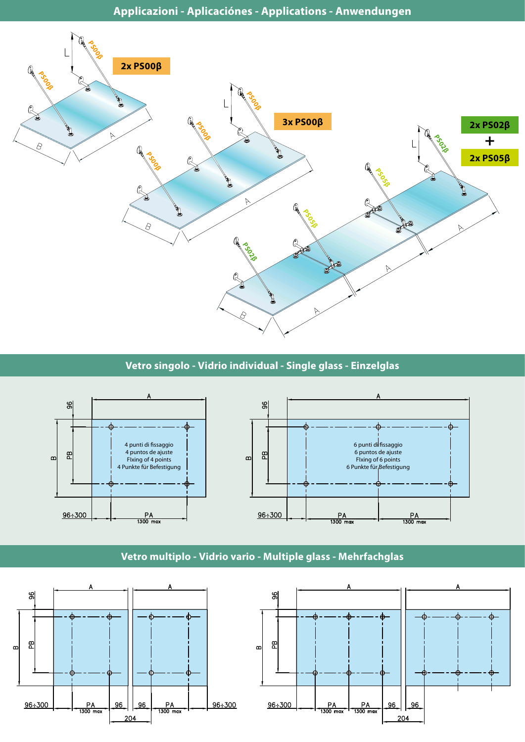## Applicazioni - Aplicaciónes - Applications - Anwendungen

2x PS00β

3x PS00β

2x PS02β + 2x PS05β

## Vetro singolo - Vidrio individual - Single glass - Einzelglas

4 punti di fissaggio
4 puntos de ajuste
Fixing of 4 points
4 Punkte für Befestigung

6 punti di fissaggio
6 puntos de ajuste
Fixing of 6 points
6 Punkte für Befestigung

A — B — PB — 96 — 96÷300 — PA 1300 max

## Vetro multiplo - Vidrio vario - Multiple glass - Mehrfachglas

A — B — PB — 96 — 96÷300 — PA 1300 max — 204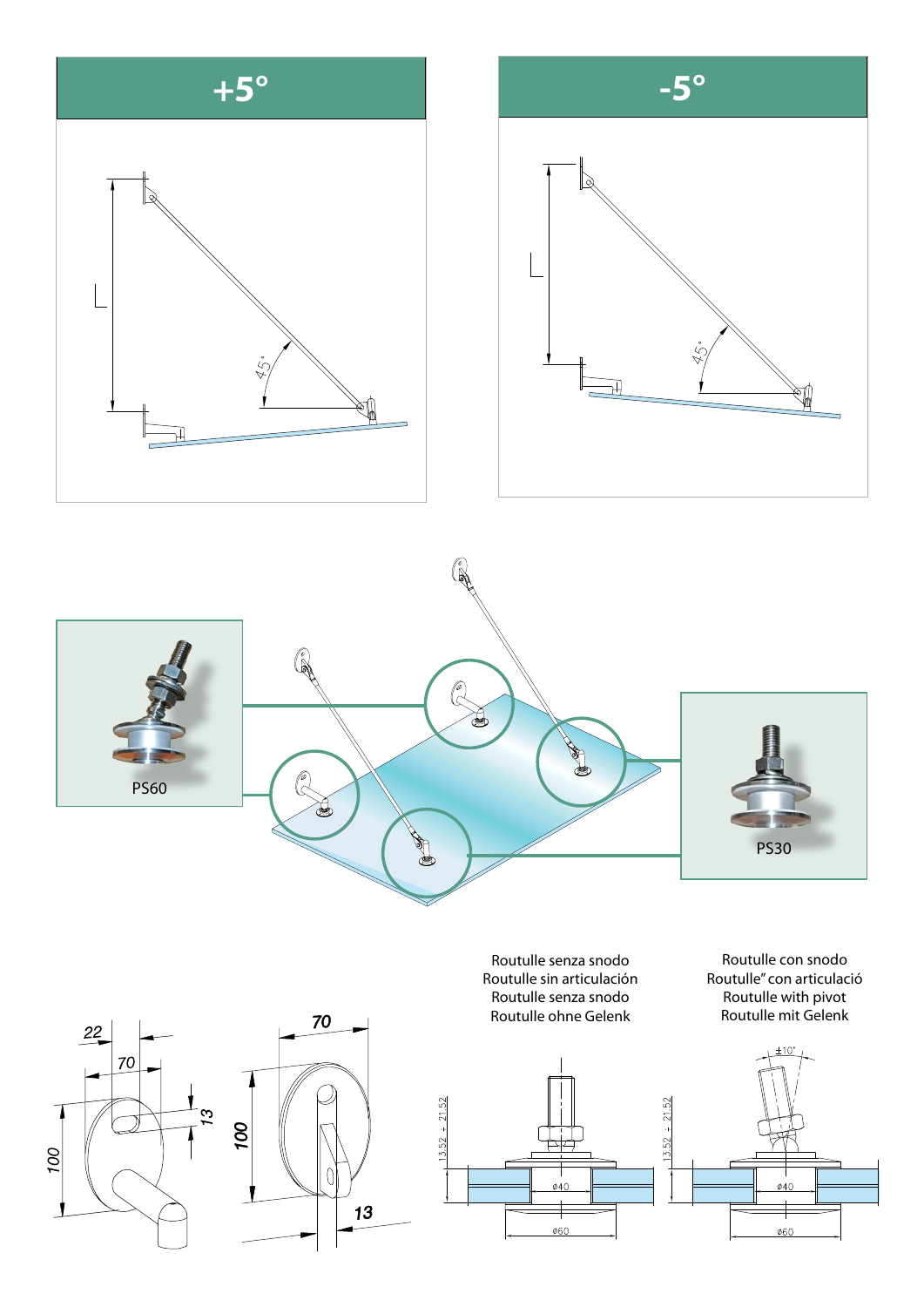# +5°

# -5°

PS60

PS30

Routulle senza snodo
Routulle sin articulación
Routulle senza snodo
Routulle ohne Gelenk

Routulle con snodo
Routulle" con articulació
Routulle with pivot
Routulle mit Gelenk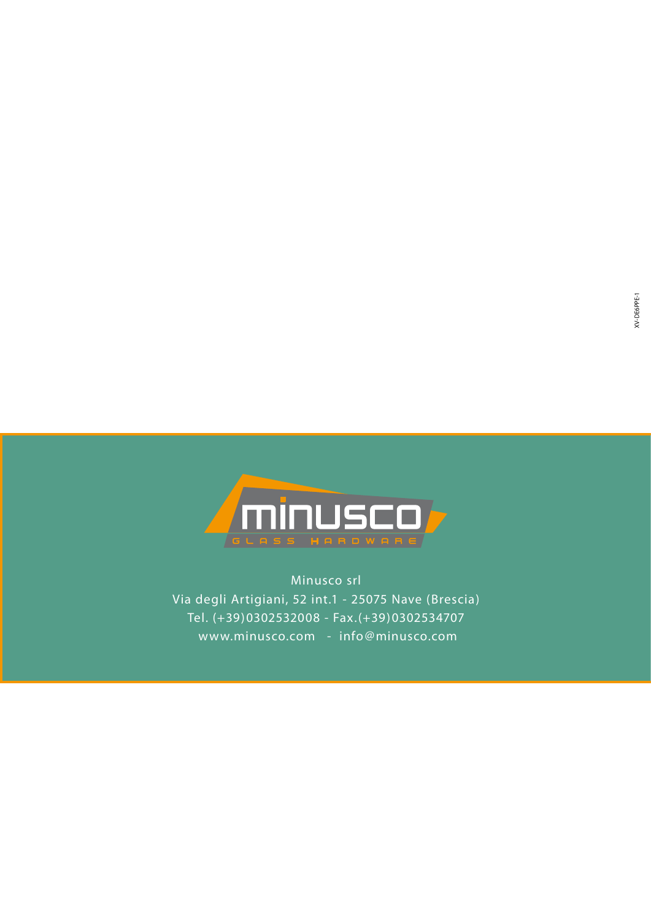minusco

GLASS HARDWARE

Minusco srl

Via degli Artigiani, 52 int.1 - 25075 Nave (Brescia)

Tel. (+39)0302532008 - Fax.(+39)0302534707

www.minusco.com - info@minusco.com

XV-DE6PPE-1